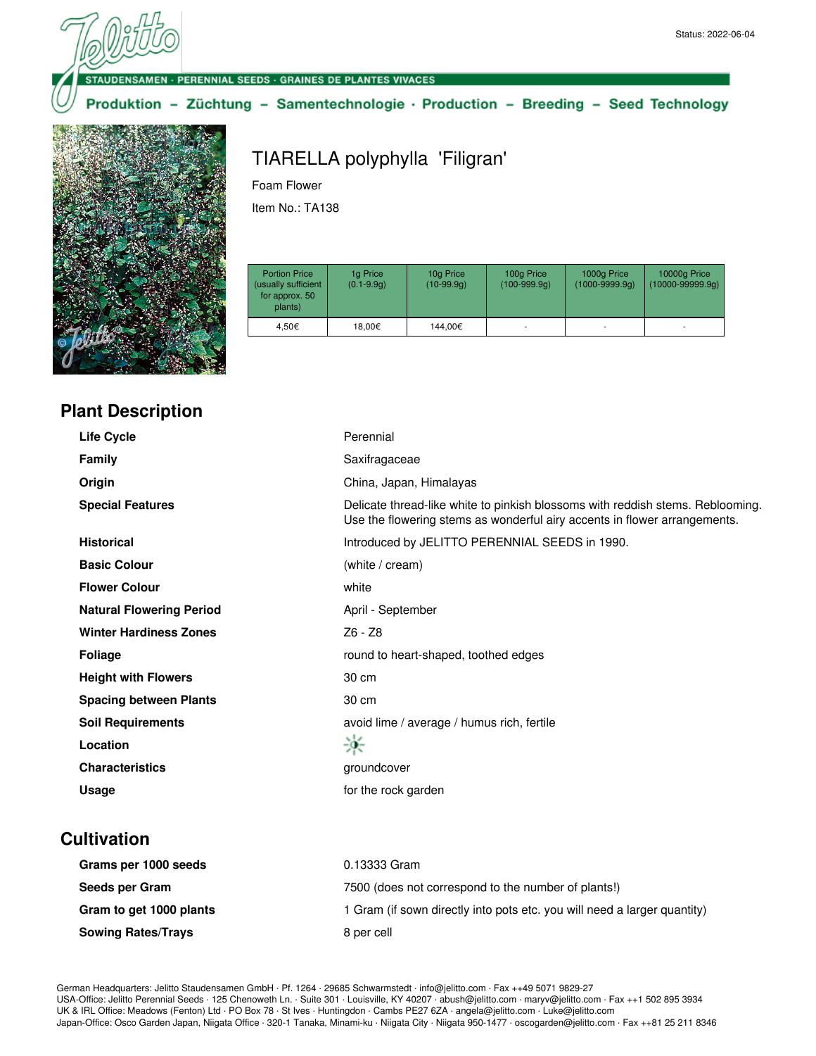Status: 2022-06-04

STAUDENSAMEN · PERENNIAL SEEDS · GRAINES DE PLANTES VIVACES

Produktion – Züchtung – Samentechnologie · Production – Breeding – Seed Technology

# TIARELLA polyphylla 'Filigran'

Foam Flower

Item No.: TA138

| Portion Price (usually sufficient for approx. 50 plants) | 1g Price (0.1-9.9g) | 10g Price (10-99.9g) | 100g Price (100-999.9g) | 1000g Price (1000-9999.9g) | 10000g Price (10000-99999.9g) |
|---|---|---|---|---|---|
| 4,50€ | 18,00€ | 144,00€ | - | - | - |

## Plant Description

| | |
|---|---|
| **Life Cycle** | Perennial |
| **Family** | Saxifragaceae |
| **Origin** | China, Japan, Himalayas |
| **Special Features** | Delicate thread-like white to pinkish blossoms with reddish stems. Reblooming. Use the flowering stems as wonderful airy accents in flower arrangements. |
| **Historical** | Introduced by JELITTO PERENNIAL SEEDS in 1990. |
| **Basic Colour** | (white / cream) |
| **Flower Colour** | white |
| **Natural Flowering Period** | April - September |
| **Winter Hardiness Zones** | Z6 - Z8 |
| **Foliage** | round to heart-shaped, toothed edges |
| **Height with Flowers** | 30 cm |
| **Spacing between Plants** | 30 cm |
| **Soil Requirements** | avoid lime / average / humus rich, fertile |
| **Location** | |
| **Characteristics** | groundcover |
| **Usage** | for the rock garden |

## Cultivation

| | |
|---|---|
| **Grams per 1000 seeds** | 0.13333 Gram |
| **Seeds per Gram** | 7500 (does not correspond to the number of plants!) |
| **Gram to get 1000 plants** | 1 Gram (if sown directly into pots etc. you will need a larger quantity) |
| **Sowing Rates/Trays** | 8 per cell |

German Headquarters: Jelitto Staudensamen GmbH · Pf. 1264 · 29685 Schwarmstedt · info@jelitto.com · Fax ++49 5071 9829-27
USA-Office: Jelitto Perennial Seeds · 125 Chenoweth Ln. · Suite 301 · Louisville, KY 40207 · abush@jelitto.com · maryv@jelitto.com · Fax ++1 502 895 3934
UK & IRL Office: Meadows (Fenton) Ltd · PO Box 78 · St Ives · Huntingdon · Cambs PE27 6ZA · angela@jelitto.com · Luke@jelitto.com
Japan-Office: Osco Garden Japan, Niigata Office · 320-1 Tanaka, Minami-ku · Niigata City · Niigata 950-1477 · oscogarden@jelitto.com · Fax ++81 25 211 8346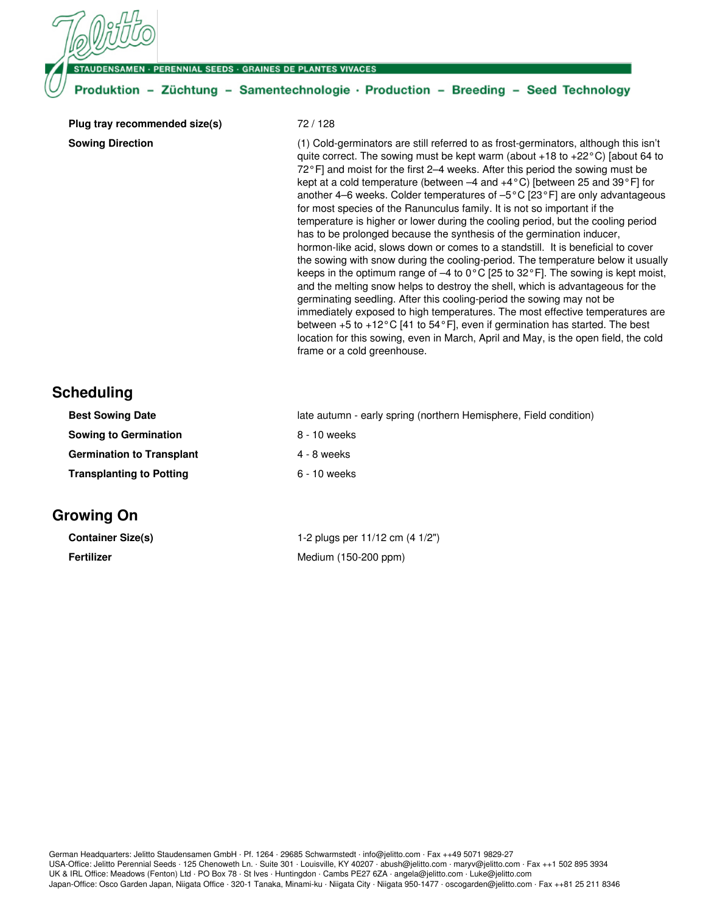| | |
|---|---|
| **Plug tray recommended size(s)** | 72 / 128 |
| **Sowing Direction** | (1) Cold-germinators are still referred to as frost-germinators, although this isn't quite correct. The sowing must be kept warm (about +18 to +22°C) [about 64 to 72°F] and moist for the first 2–4 weeks. After this period the sowing must be kept at a cold temperature (between –4 and +4°C) [between 25 and 39°F] for another 4–6 weeks. Colder temperatures of –5°C [23°F] are only advantageous for most species of the Ranunculus family. It is not so important if the temperature is higher or lower during the cooling period, but the cooling period has to be prolonged because the synthesis of the germination inducer, hormon-like acid, slows down or comes to a standstill. It is beneficial to cover the sowing with snow during the cooling-period. The temperature below it usually keeps in the optimum range of –4 to 0°C [25 to 32°F]. The sowing is kept moist, and the melting snow helps to destroy the shell, which is advantageous for the germinating seedling. After this cooling-period the sowing may not be immediately exposed to high temperatures. The most effective temperatures are between +5 to +12°C [41 to 54°F], even if germination has started. The best location for this sowing, even in March, April and May, is the open field, the cold frame or a cold greenhouse. |

## Scheduling

| | |
|---|---|
| **Best Sowing Date** | late autumn - early spring (northern Hemisphere, Field condition) |
| **Sowing to Germination** | 8 - 10 weeks |
| **Germination to Transplant** | 4 - 8 weeks |
| **Transplanting to Potting** | 6 - 10 weeks |

## Growing On

| | |
|---|---|
| **Container Size(s)** | 1-2 plugs per 11/12 cm (4 1/2") |
| **Fertilizer** | Medium (150-200 ppm) |